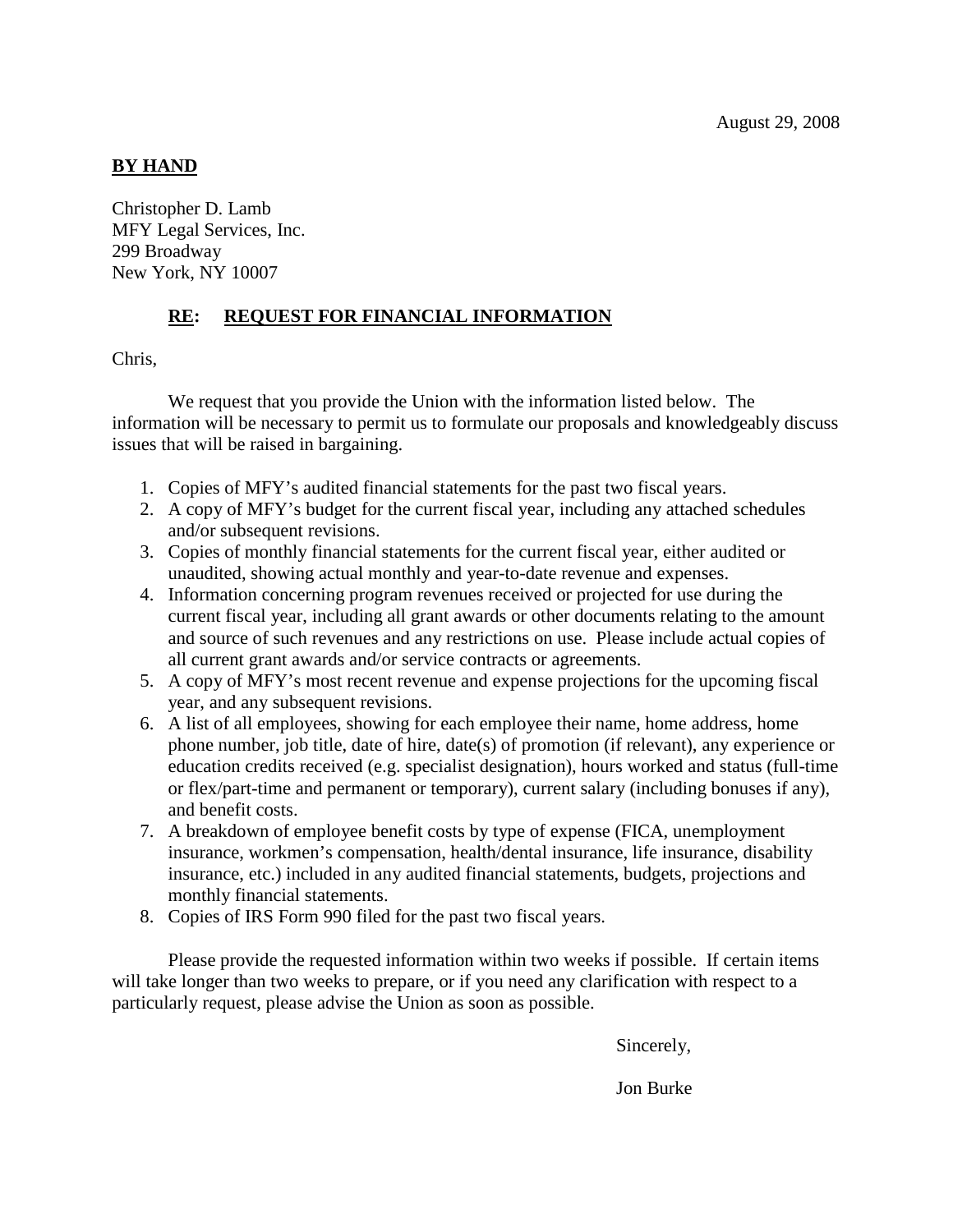August 29, 2008

**BY HAND**

Christopher D. Lamb
MFY Legal Services, Inc.
299 Broadway
New York, NY 10007

**RE: REQUEST FOR FINANCIAL INFORMATION**

Chris,

We request that you provide the Union with the information listed below. The information will be necessary to permit us to formulate our proposals and knowledgeably discuss issues that will be raised in bargaining.

1. Copies of MFY's audited financial statements for the past two fiscal years.
2. A copy of MFY's budget for the current fiscal year, including any attached schedules and/or subsequent revisions.
3. Copies of monthly financial statements for the current fiscal year, either audited or unaudited, showing actual monthly and year-to-date revenue and expenses.
4. Information concerning program revenues received or projected for use during the current fiscal year, including all grant awards or other documents relating to the amount and source of such revenues and any restrictions on use. Please include actual copies of all current grant awards and/or service contracts or agreements.
5. A copy of MFY's most recent revenue and expense projections for the upcoming fiscal year, and any subsequent revisions.
6. A list of all employees, showing for each employee their name, home address, home phone number, job title, date of hire, date(s) of promotion (if relevant), any experience or education credits received (e.g. specialist designation), hours worked and status (full-time or flex/part-time and permanent or temporary), current salary (including bonuses if any), and benefit costs.
7. A breakdown of employee benefit costs by type of expense (FICA, unemployment insurance, workmen's compensation, health/dental insurance, life insurance, disability insurance, etc.) included in any audited financial statements, budgets, projections and monthly financial statements.
8. Copies of IRS Form 990 filed for the past two fiscal years.

Please provide the requested information within two weeks if possible. If certain items will take longer than two weeks to prepare, or if you need any clarification with respect to a particularly request, please advise the Union as soon as possible.

Sincerely,

Jon Burke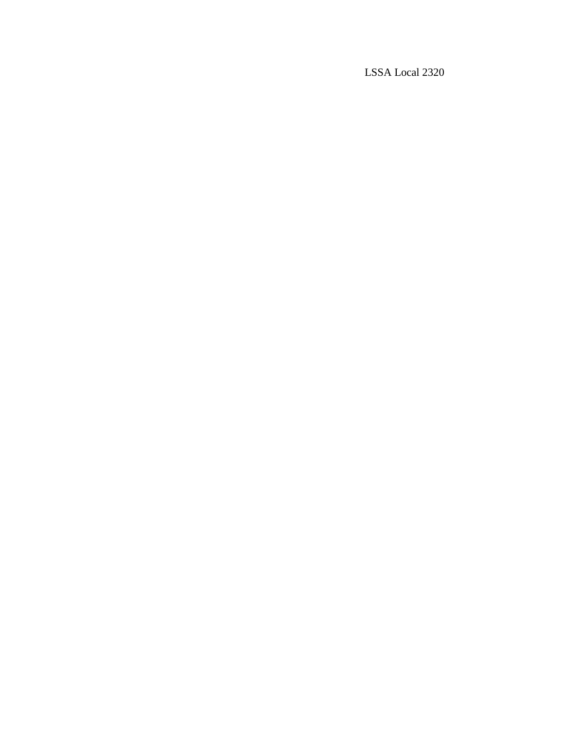LSSA Local 2320